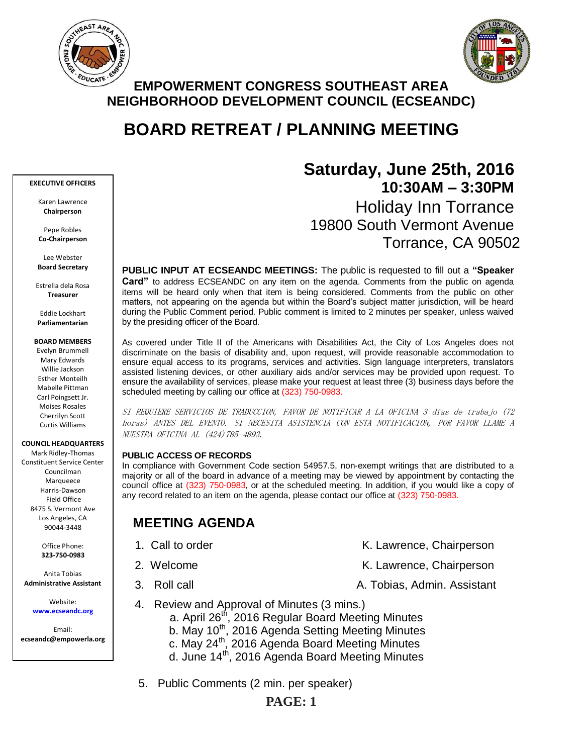# EMPOWERMENT CONGRESS SOUTHEAST AREA NEIGHBORHOOD DEVELOPMENT COUNCIL (ECSEANDC)

# BOARD RETREAT / PLANNING MEETING

**EXECUTIVE OFFICERS**

Karen Lawrence
**Chairperson**

Pepe Robles
**Co-Chairperson**

Lee Webster
**Board Secretary**

Estrella dela Rosa
**Treasurer**

Eddie Lockhart
**Parliamentarian**

**BOARD MEMBERS**
Evelyn Brummell
Mary Edwards
Willie Jackson
Esther Monteilh
Mabelle Pittman
Carl Poingsett Jr.
Moises Rosales
Cherrilyn Scott
Curtis Williams

**COUNCIL HEADQUARTERS**
Mark Ridley-Thomas
Constituent Service Center
Councilman
Marqueece
Harris-Dawson
Field Office
8475 S. Vermont Ave
Los Angeles, CA
90044-3448

Office Phone:
**323-750-0983**

Anita Tobias
**Administrative Assistant**

Website:
**www.ecseandc.org**

Email:
**ecseandc@empowerla.org**

## Saturday, June 25th, 2016
### 10:30AM – 3:30PM

Holiday Inn Torrance
19800 South Vermont Avenue
Torrance, CA 90502

**PUBLIC INPUT AT ECSEANDC MEETINGS:** The public is requested to fill out a **"Speaker Card"** to address ECSEANDC on any item on the agenda. Comments from the public on agenda items will be heard only when that item is being considered. Comments from the public on other matters, not appearing on the agenda but within the Board's subject matter jurisdiction, will be heard during the Public Comment period. Public comment is limited to 2 minutes per speaker, unless waived by the presiding officer of the Board.

As covered under Title II of the Americans with Disabilities Act, the City of Los Angeles does not discriminate on the basis of disability and, upon request, will provide reasonable accommodation to ensure equal access to its programs, services and activities. Sign language interpreters, translators assisted listening devices, or other auxiliary aids and/or services may be provided upon request. To ensure the availability of services, please make your request at least three (3) business days before the scheduled meeting by calling our office at (323) 750-0983.

*SI REQUIERE SERVICIOS DE TRADUCCION, FAVOR DE NOTIFICAR A LA OFICINA 3 días de trabajo (72 horas) ANTES DEL EVENTO. SI NECESITA ASISTENCIA CON ESTA NOTIFICACION, POR FAVOR LLAME A NUESTRA OFICINA AL (424)785-4893.*

**PUBLIC ACCESS OF RECORDS**

In compliance with Government Code section 54957.5, non-exempt writings that are distributed to a majority or all of the board in advance of a meeting may be viewed by appointment by contacting the council office at (323) 750-0983, or at the scheduled meeting. In addition, if you would like a copy of any record related to an item on the agenda, please contact our office at (323) 750-0983.

## MEETING AGENDA

1. Call to order — K. Lawrence, Chairperson
2. Welcome — K. Lawrence, Chairperson
3. Roll call — A. Tobias, Admin. Assistant
4. Review and Approval of Minutes (3 mins.)
   a. April 26th, 2016 Regular Board Meeting Minutes
   b. May 10th, 2016 Agenda Setting Meeting Minutes
   c. May 24th, 2016 Agenda Board Meeting Minutes
   d. June 14th, 2016 Agenda Board Meeting Minutes
5. Public Comments (2 min. per speaker)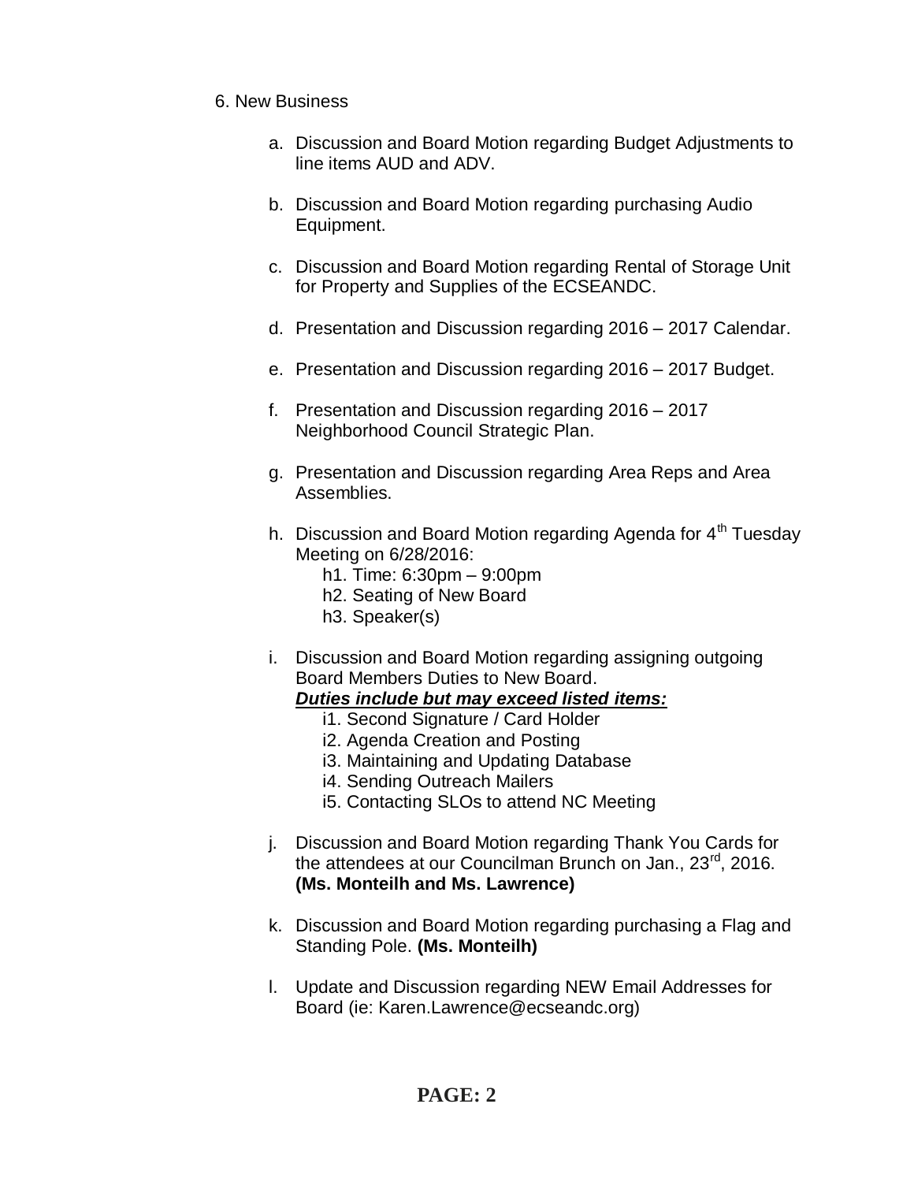6. New Business

a. Discussion and Board Motion regarding Budget Adjustments to line items AUD and ADV.

b. Discussion and Board Motion regarding purchasing Audio Equipment.

c. Discussion and Board Motion regarding Rental of Storage Unit for Property and Supplies of the ECSEANDC.

d. Presentation and Discussion regarding 2016 – 2017 Calendar.

e. Presentation and Discussion regarding 2016 – 2017 Budget.

f. Presentation and Discussion regarding 2016 – 2017 Neighborhood Council Strategic Plan.

g. Presentation and Discussion regarding Area Reps and Area Assemblies.

h. Discussion and Board Motion regarding Agenda for 4th Tuesday Meeting on 6/28/2016:
   - h1. Time: 6:30pm – 9:00pm
   - h2. Seating of New Board
   - h3. Speaker(s)

i. Discussion and Board Motion regarding assigning outgoing Board Members Duties to New Board.
   ***Duties include but may exceed listed items:***
   - i1. Second Signature / Card Holder
   - i2. Agenda Creation and Posting
   - i3. Maintaining and Updating Database
   - i4. Sending Outreach Mailers
   - i5. Contacting SLOs to attend NC Meeting

j. Discussion and Board Motion regarding Thank You Cards for the attendees at our Councilman Brunch on Jan., 23rd, 2016. **(Ms. Monteilh and Ms. Lawrence)**

k. Discussion and Board Motion regarding purchasing a Flag and Standing Pole. **(Ms. Monteilh)**

l. Update and Discussion regarding NEW Email Addresses for Board (ie: Karen.Lawrence@ecseandc.org)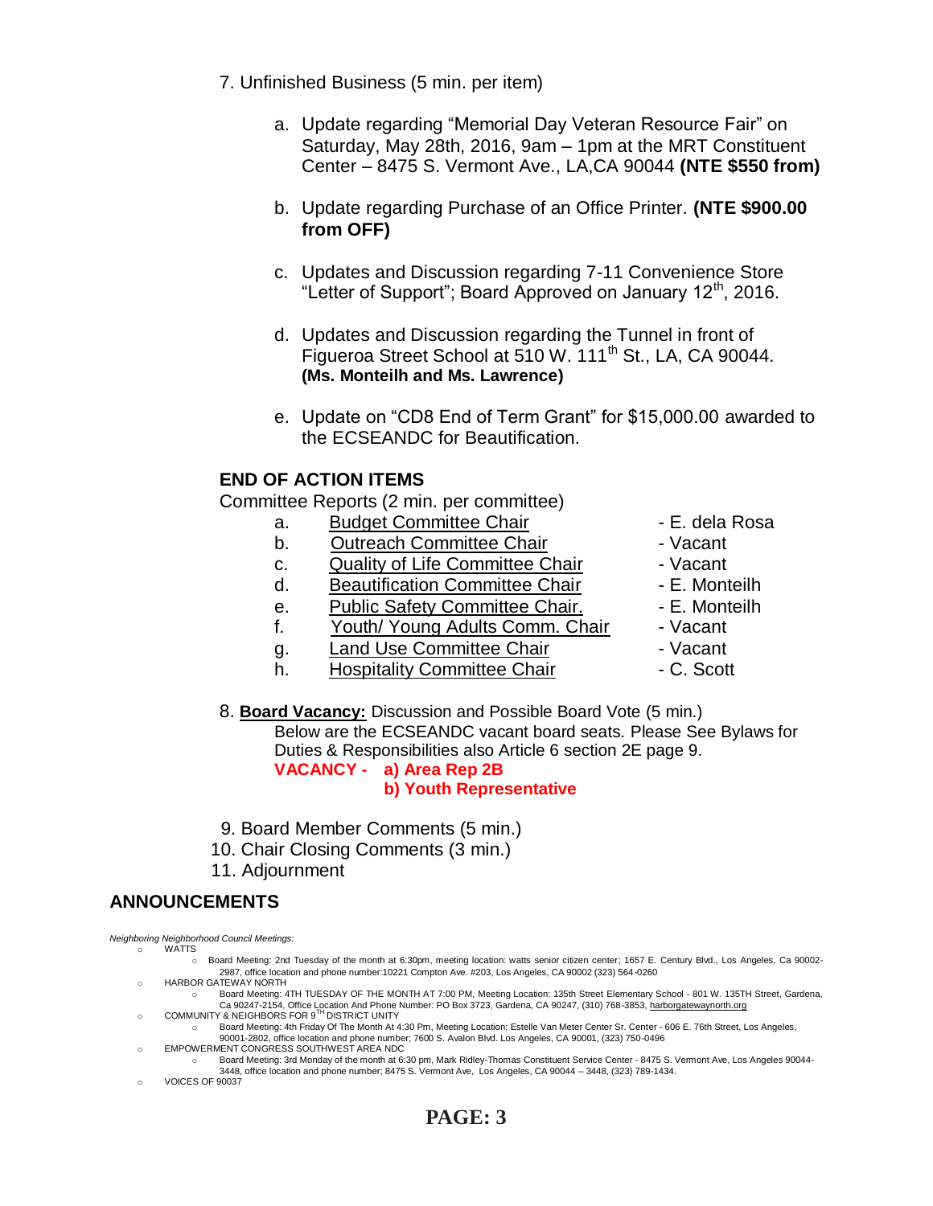7. Unfinished Business (5 min. per item)

   a. Update regarding "Memorial Day Veteran Resource Fair" on Saturday, May 28th, 2016, 9am – 1pm at the MRT Constituent Center – 8475 S. Vermont Ave., LA,CA 90044 **(NTE $550 from)**

   b. Update regarding Purchase of an Office Printer. **(NTE $900.00 from OFF)**

   c. Updates and Discussion regarding 7-11 Convenience Store "Letter of Support"; Board Approved on January 12th, 2016.

   d. Updates and Discussion regarding the Tunnel in front of Figueroa Street School at 510 W. 111th St., LA, CA 90044. **(Ms. Monteilh and Ms. Lawrence)**

   e. Update on "CD8 End of Term Grant" for $15,000.00 awarded to the ECSEANDC for Beautification.

**END OF ACTION ITEMS**

Committee Reports (2 min. per committee)

   a. Budget Committee Chair - E. dela Rosa
   b. Outreach Committee Chair - Vacant
   c. Quality of Life Committee Chair - Vacant
   d. Beautification Committee Chair - E. Monteilh
   e. Public Safety Committee Chair. - E. Monteilh
   f. Youth/ Young Adults Comm. Chair - Vacant
   g. Land Use Committee Chair - Vacant
   h. Hospitality Committee Chair - C. Scott

8. **Board Vacancy:** Discussion and Possible Board Vote (5 min.)
   Below are the ECSEANDC vacant board seats. Please See Bylaws for Duties & Responsibilities also Article 6 section 2E page 9.
   **VACANCY - a) Area Rep 2B**
   **b) Youth Representative**

9. Board Member Comments (5 min.)
10. Chair Closing Comments (3 min.)
11. Adjournment

## ANNOUNCEMENTS

*Neighboring Neighborhood Council Meetings:*

- WATTS
  - Board Meeting: 2nd Tuesday of the month at 6:30pm, meeting location: watts senior citizen center; 1657 E. Century Blvd., Los Angeles, Ca 90002-2987, office location and phone number:10221 Compton Ave. #203, Los Angeles, CA 90002 (323) 564-0260
- HARBOR GATEWAY NORTH
  - Board Meeting: 4TH TUESDAY OF THE MONTH AT 7:00 PM, Meeting Location: 135th Street Elementary School - 801 W. 135TH Street, Gardena, Ca 90247-2154, Office Location And Phone Number: PO Box 3723, Gardena, CA 90247, (310) 768-3853, harborgatewaynorth.org
- COMMUNITY & NEIGHBORS FOR 9TH DISTRICT UNITY
  - Board Meeting: 4th Friday Of The Month At 4:30 Pm, Meeting Location; Estelle Van Meter Center Sr. Center - 606 E. 76th Street, Los Angeles, 90001-2802, office location and phone number; 7600 S. Avalon Blvd. Los Angeles, CA 90001, (323) 750-0496
- EMPOWERMENT CONGRESS SOUTHWEST AREA NDC
  - Board Meeting: 3rd Monday of the month at 6:30 pm, Mark Ridley-Thomas Constituent Service Center - 8475 S. Vermont Ave, Los Angeles 90044-3448, office location and phone number; 8475 S. Vermont Ave, Los Angeles, CA 90044 – 3448, (323) 789-1434.
- VOICES OF 90037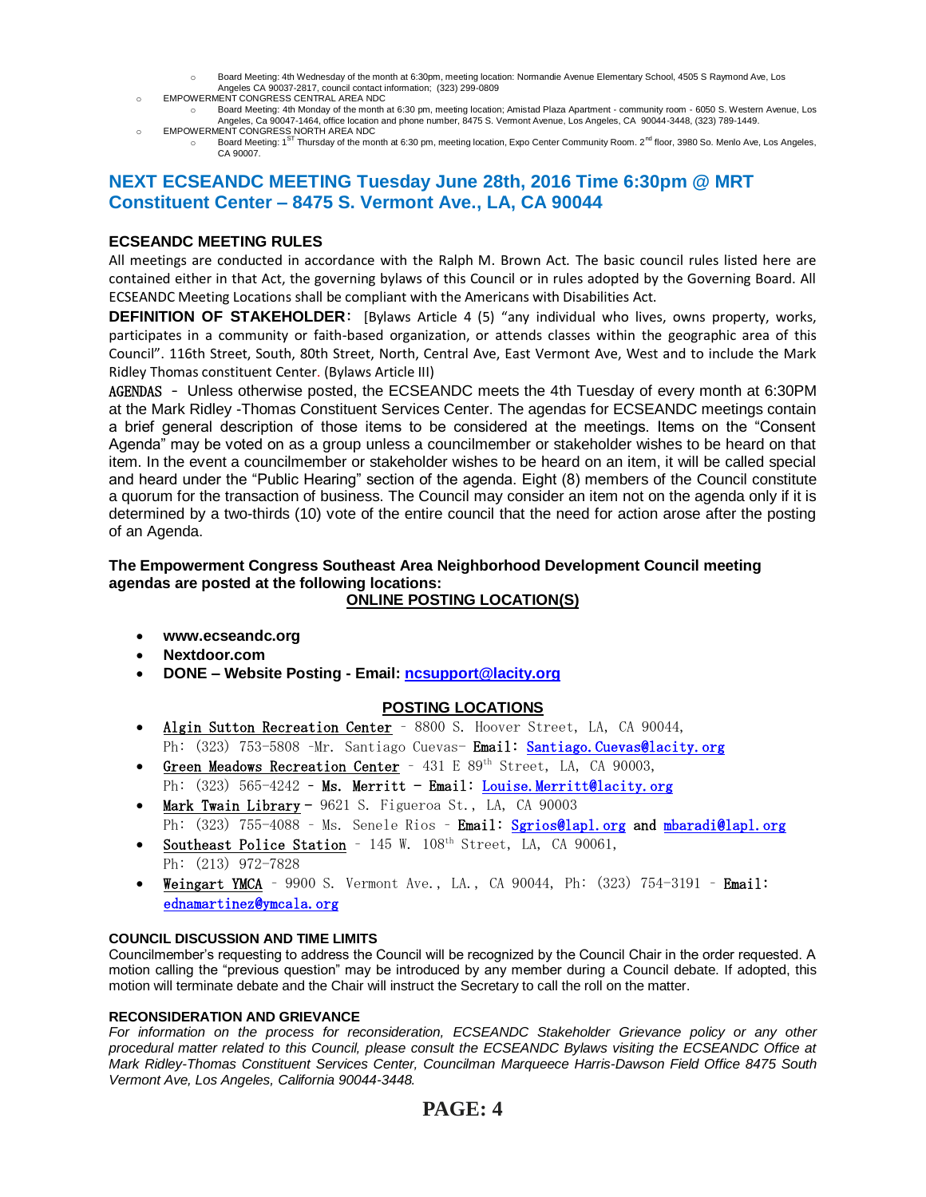- Board Meeting: 4th Wednesday of the month at 6:30pm, meeting location: Normandie Avenue Elementary School, 4505 S Raymond Ave, Los Angeles CA 90037-2817, council contact information; (323) 299-0809
- EMPOWERMENT CONGRESS CENTRAL AREA NDC
  - Board Meeting: 4th Monday of the month at 6:30 pm, meeting location; Amistad Plaza Apartment - community room - 6050 S. Western Avenue, Los Angeles, Ca 90047-1464, office location and phone number, 8475 S. Vermont Avenue, Los Angeles, CA 90044-3448, (323) 789-1449.
- EMPOWERMENT CONGRESS NORTH AREA NDC
  - Board Meeting: 1ST Thursday of the month at 6:30 pm, meeting location, Expo Center Community Room. 2nd floor, 3980 So. Menlo Ave, Los Angeles, CA 90007.

## NEXT ECSEANDC MEETING Tuesday June 28th, 2016 Time 6:30pm @ MRT Constituent Center – 8475 S. Vermont Ave., LA, CA 90044

### ECSEANDC MEETING RULES

All meetings are conducted in accordance with the Ralph M. Brown Act. The basic council rules listed here are contained either in that Act, the governing bylaws of this Council or in rules adopted by the Governing Board. All ECSEANDC Meeting Locations shall be compliant with the Americans with Disabilities Act.

**DEFINITION OF STAKEHOLDER**: [Bylaws Article 4 (5) "any individual who lives, owns property, works, participates in a community or faith-based organization, or attends classes within the geographic area of this Council". 116th Street, South, 80th Street, North, Central Ave, East Vermont Ave, West and to include the Mark Ridley Thomas constituent Center. (Bylaws Article III)

AGENDAS - Unless otherwise posted, the ECSEANDC meets the 4th Tuesday of every month at 6:30PM at the Mark Ridley -Thomas Constituent Services Center. The agendas for ECSEANDC meetings contain a brief general description of those items to be considered at the meetings. Items on the "Consent Agenda" may be voted on as a group unless a councilmember or stakeholder wishes to be heard on that item. In the event a councilmember or stakeholder wishes to be heard on an item, it will be called special and heard under the "Public Hearing" section of the agenda. Eight (8) members of the Council constitute a quorum for the transaction of business. The Council may consider an item not on the agenda only if it is determined by a two-thirds (10) vote of the entire council that the need for action arose after the posting of an Agenda.

**The Empowerment Congress Southeast Area Neighborhood Development Council meeting agendas are posted at the following locations:**

**ONLINE POSTING LOCATION(S)**

- **www.ecseandc.org**
- **Nextdoor.com**
- **DONE – Website Posting - Email: ncsupport@lacity.org**

**POSTING LOCATIONS**

- Algin Sutton Recreation Center - 8800 S. Hoover Street, LA, CA 90044, Ph: (323) 753-5808 -Mr. Santiago Cuevas- **Email**: Santiago.Cuevas@lacity.org
- Green Meadows Recreation Center - 431 E 89th Street, LA, CA 90003, Ph: (323) 565-4242 - **Ms. Merritt** - **Email**: Louise.Merritt@lacity.org
- Mark Twain Library - 9621 S. Figueroa St., LA, CA 90003 Ph: (323) 755-4088 - Ms. Senele Rios - **Email**: Sgrios@lapl.org **and** mbaradi@lapl.org
- Southeast Police Station - 145 W. 108th Street, LA, CA 90061, Ph: (213) 972-7828
- Weingart YMCA - 9900 S. Vermont Ave., LA., CA 90044, Ph: (323) 754-3191 - **Email**: ednamartinez@ymcala.org

#### COUNCIL DISCUSSION AND TIME LIMITS

Councilmember's requesting to address the Council will be recognized by the Council Chair in the order requested. A motion calling the "previous question" may be introduced by any member during a Council debate. If adopted, this motion will terminate debate and the Chair will instruct the Secretary to call the roll on the matter.

#### RECONSIDERATION AND GRIEVANCE

*For information on the process for reconsideration, ECSEANDC Stakeholder Grievance policy or any other procedural matter related to this Council, please consult the ECSEANDC Bylaws visiting the ECSEANDC Office at Mark Ridley-Thomas Constituent Services Center, Councilman Marqueece Harris-Dawson Field Office 8475 South Vermont Ave, Los Angeles, California 90044-3448.*